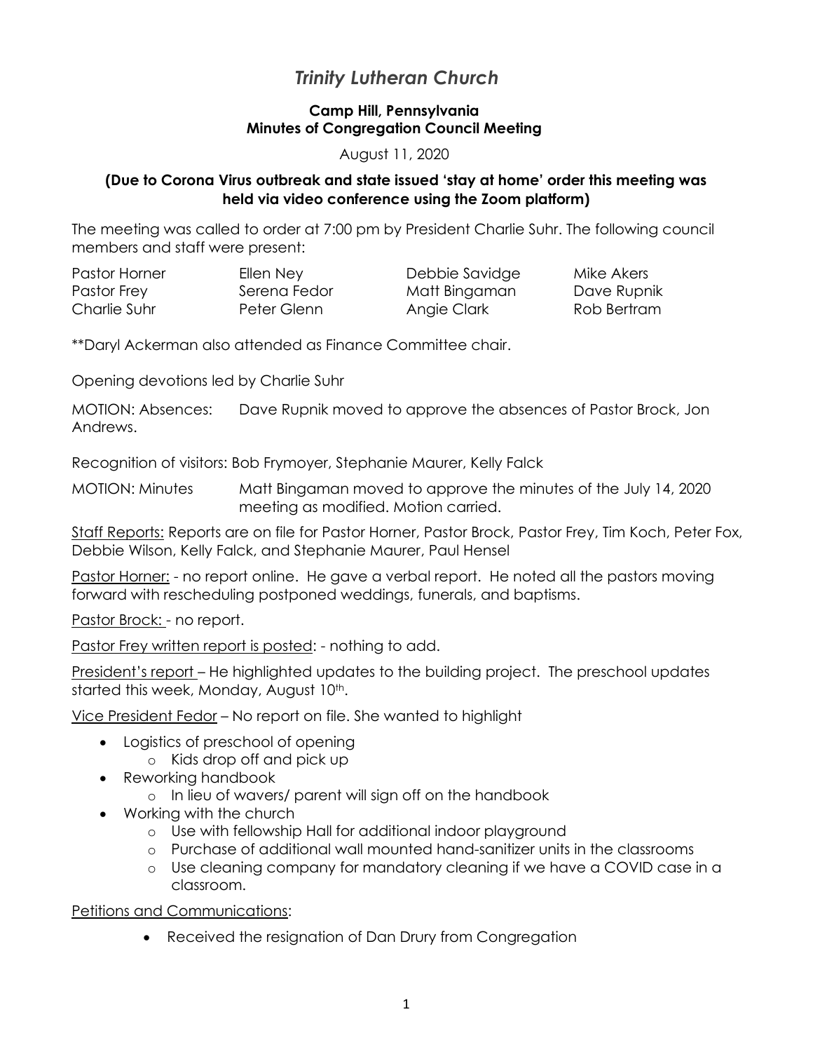# *Trinity Lutheran Church*

**Camp Hill, Pennsylvania**
**Minutes of Congregation Council Meeting**

August 11, 2020

**(Due to Corona Virus outbreak and state issued 'stay at home' order this meeting was held via video conference using the Zoom platform)**

The meeting was called to order at 7:00 pm by President Charlie Suhr. The following council members and staff were present:

| | | | |
|---|---|---|---|
| Pastor Horner | Ellen Ney | Debbie Savidge | Mike Akers |
| Pastor Frey | Serena Fedor | Matt Bingaman | Dave Rupnik |
| Charlie Suhr | Peter Glenn | Angie Clark | Rob Bertram |

**Daryl Ackerman also attended as Finance Committee chair.

Opening devotions led by Charlie Suhr

MOTION: Absences: Dave Rupnik moved to approve the absences of Pastor Brock, Jon Andrews.

Recognition of visitors: Bob Frymoyer, Stephanie Maurer, Kelly Falck

MOTION: Minutes Matt Bingaman moved to approve the minutes of the July 14, 2020 meeting as modified. Motion carried.

<u>Staff Reports:</u> Reports are on file for Pastor Horner, Pastor Brock, Pastor Frey, Tim Koch, Peter Fox, Debbie Wilson, Kelly Falck, and Stephanie Maurer, Paul Hensel

<u>Pastor Horner:</u> - no report online. He gave a verbal report. He noted all the pastors moving forward with rescheduling postponed weddings, funerals, and baptisms.

<u>Pastor Brock:</u> - no report.

<u>Pastor Frey written report is posted</u>: - nothing to add.

<u>President's report</u> – He highlighted updates to the building project. The preschool updates started this week, Monday, August 10th.

<u>Vice President Fedor</u> – No report on file. She wanted to highlight

- Logistics of preschool of opening
  - Kids drop off and pick up
- Reworking handbook
  - In lieu of wavers/ parent will sign off on the handbook
- Working with the church
  - Use with fellowship Hall for additional indoor playground
  - Purchase of additional wall mounted hand-sanitizer units in the classrooms
  - Use cleaning company for mandatory cleaning if we have a COVID case in a classroom.

<u>Petitions and Communications</u>:

- Received the resignation of Dan Drury from Congregation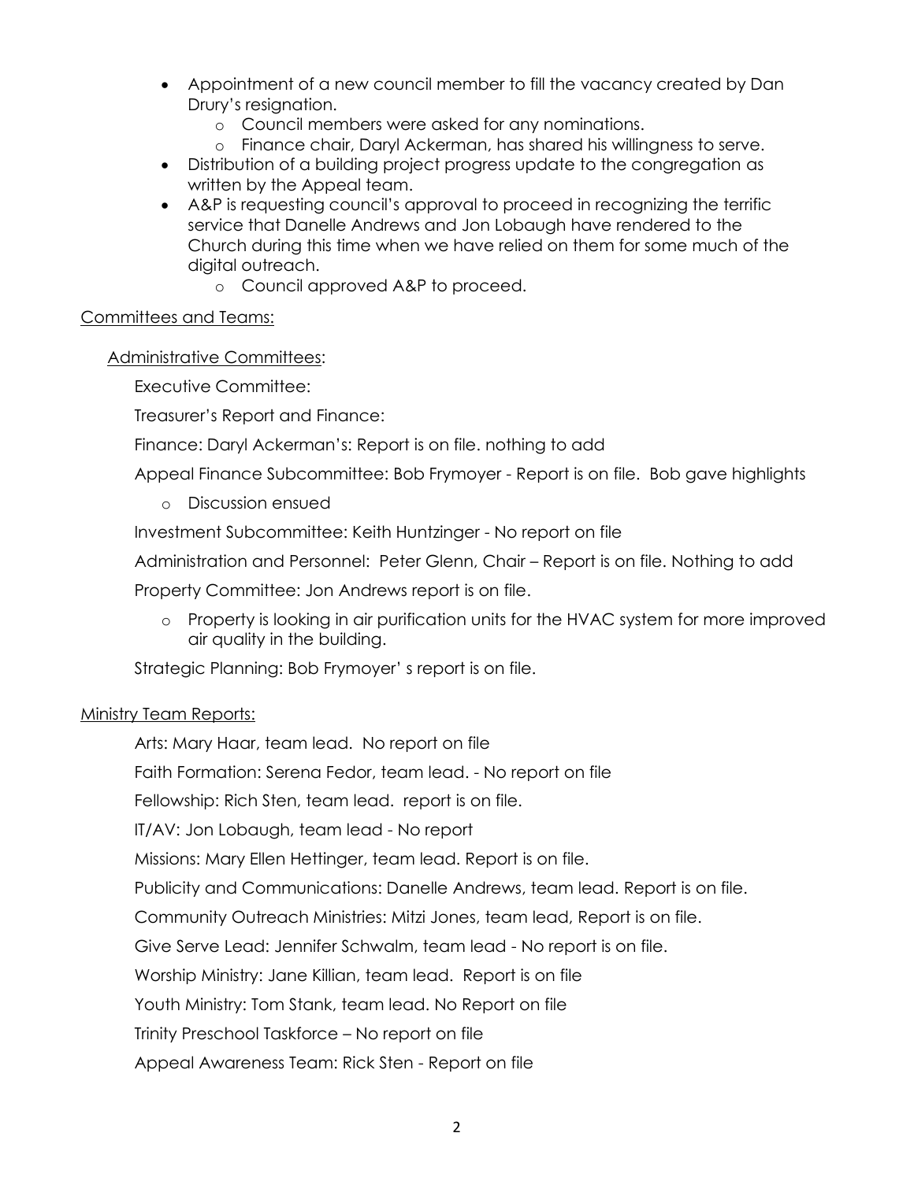- Appointment of a new council member to fill the vacancy created by Dan Drury's resignation.
  - Council members were asked for any nominations.
  - Finance chair, Daryl Ackerman, has shared his willingness to serve.
- Distribution of a building project progress update to the congregation as written by the Appeal team.
- A&P is requesting council's approval to proceed in recognizing the terrific service that Danelle Andrews and Jon Lobaugh have rendered to the Church during this time when we have relied on them for some much of the digital outreach.
  - Council approved A&P to proceed.

<u>Committees and Teams:</u>

<u>Administrative Committees</u>:

Executive Committee:

Treasurer's Report and Finance:

Finance: Daryl Ackerman's: Report is on file. nothing to add

Appeal Finance Subcommittee: Bob Frymoyer - Report is on file. Bob gave highlights

- Discussion ensued

Investment Subcommittee: Keith Huntzinger - No report on file

Administration and Personnel: Peter Glenn, Chair – Report is on file. Nothing to add

Property Committee: Jon Andrews report is on file.

- Property is looking in air purification units for the HVAC system for more improved air quality in the building.

Strategic Planning: Bob Frymoyer' s report is on file.

<u>Ministry Team Reports:</u>

Arts: Mary Haar, team lead. No report on file

Faith Formation: Serena Fedor, team lead. - No report on file

Fellowship: Rich Sten, team lead. report is on file.

IT/AV: Jon Lobaugh, team lead - No report

Missions: Mary Ellen Hettinger, team lead. Report is on file.

Publicity and Communications: Danelle Andrews, team lead. Report is on file.

Community Outreach Ministries: Mitzi Jones, team lead, Report is on file.

Give Serve Lead: Jennifer Schwalm, team lead - No report is on file.

Worship Ministry: Jane Killian, team lead. Report is on file

Youth Ministry: Tom Stank, team lead. No Report on file

Trinity Preschool Taskforce – No report on file

Appeal Awareness Team: Rick Sten - Report on file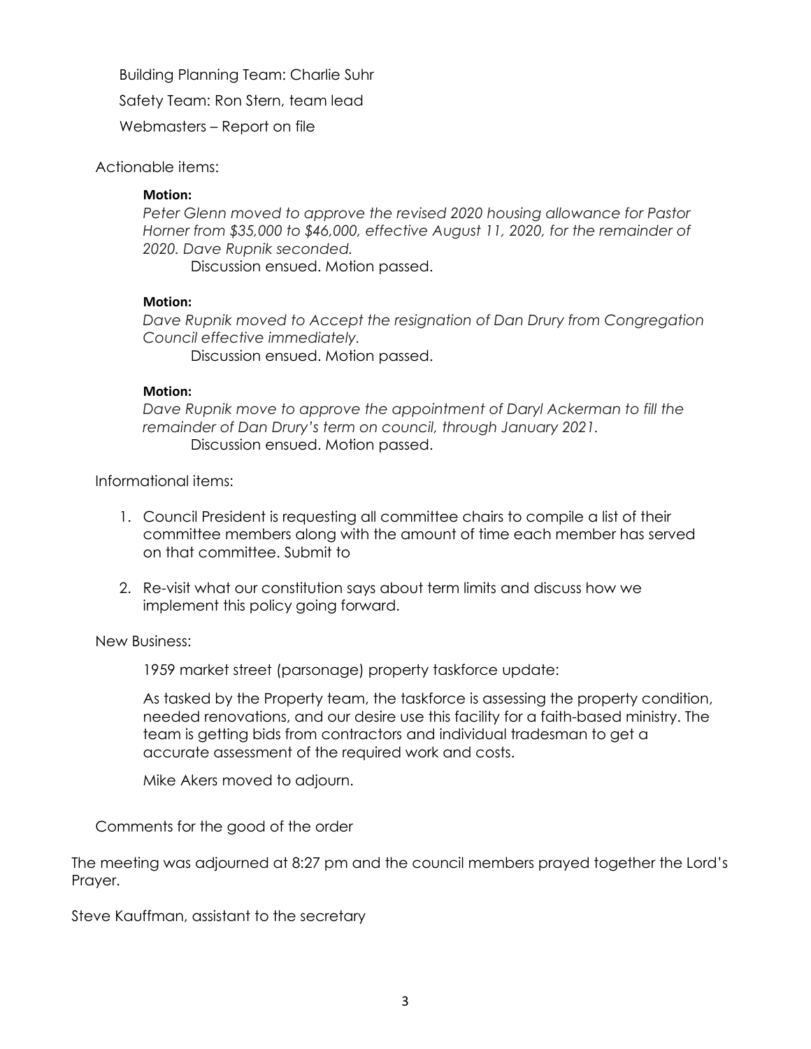Building Planning Team: Charlie Suhr

Safety Team: Ron Stern, team lead

Webmasters – Report on file

Actionable items:

**Motion:**

*Peter Glenn moved to approve the revised 2020 housing allowance for Pastor Horner from $35,000 to $46,000, effective August 11, 2020, for the remainder of 2020. Dave Rupnik seconded.*

Discussion ensued. Motion passed.

**Motion:**

*Dave Rupnik moved to Accept the resignation of Dan Drury from Congregation Council effective immediately.*

Discussion ensued. Motion passed.

**Motion:**

*Dave Rupnik move to approve the appointment of Daryl Ackerman to fill the remainder of Dan Drury's term on council, through January 2021.*

Discussion ensued. Motion passed.

Informational items:

1. Council President is requesting all committee chairs to compile a list of their committee members along with the amount of time each member has served on that committee. Submit to
2. Re-visit what our constitution says about term limits and discuss how we implement this policy going forward.

New Business:

1959 market street (parsonage) property taskforce update:

As tasked by the Property team, the taskforce is assessing the property condition, needed renovations, and our desire use this facility for a faith-based ministry. The team is getting bids from contractors and individual tradesman to get a accurate assessment of the required work and costs.

Mike Akers moved to adjourn.

Comments for the good of the order

The meeting was adjourned at 8:27 pm and the council members prayed together the Lord's Prayer.

Steve Kauffman, assistant to the secretary